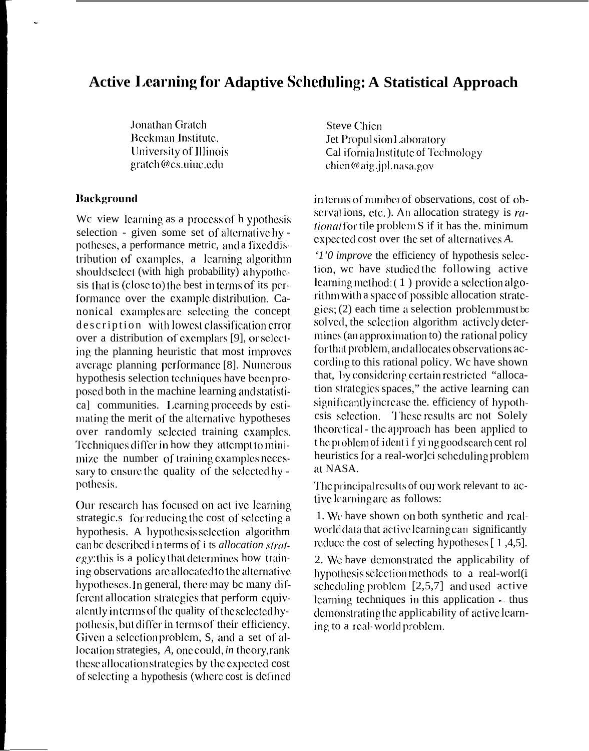# Active Learning for Adaptive Scheduling: A Statistical Approach

Jonathan Gratch
Beckman Institute,
University of Illinois
gratch@cs.uiuc.edu

Steve Chien
Jet Propulsion Laboratory
California Institute of Technology
chien@aig.jpl.nasa.gov

## Background

We view learning as a process of hypothesis selection - given some set of alternative hypotheses, a performance metric, and a fixed distribution of examples, a learning algorithm should select (with high probability) a hypothesis that is (close to) the best in terms of its performance over the example distribution. Canonical examples are selecting the concept description with lowest classification error over a distribution of exemplars [9], or selecting the planning heuristic that most improves average planning performance [8]. Numerous hypothesis selection techniques have been proposed both in the machine learning and statistical communities. Learning proceeds by estimating the merit of the alternative hypotheses over randomly selected training examples. Techniques differ in how they attempt to minimize the number of training examples necessary to ensure the quality of the selected hypothesis.

Our research has focused on active learning strategies for reducing the cost of selecting a hypothesis. A hypothesis selection algorithm can be described in terms of its *allocation strategy*: this is a policy that determines how training observations are allocated to the alternative hypotheses. In general, there may be many different allocation strategies that perform equivalently in terms of the quality of the selected hypothesis, but differ in terms of their efficiency. Given a selection problem, S, and a set of allocation strategies, *A*, one could, *in* theory, rank these allocation strategies by the expected cost of selecting a hypothesis (where cost is defined in terms of number of observations, cost of observations, etc.). An allocation strategy is *rational* for the problem S if it has the minimum expected cost over the set of alternatives *A*.

*To improve* the efficiency of hypothesis selection, we have studied the following active learning method: (1) provide a selection algorithm with a space of possible allocation strategies; (2) each time a selection problem must be solved, the selection algorithm actively determines (an approximation to) the rational policy for that problem, and allocates observations according to this rational policy. We have shown that, by considering certain restricted "allocation strategies spaces," the active learning can significantly increase the efficiency of hypothesis selection. These results are not Solely theoretical - the approach has been applied to the problem of identifying good search control heuristics for a real-world scheduling problem at NASA.

The principal results of our work relevant to active learning are as follows:

1. We have shown on both synthetic and real-world data that active learning can significantly reduce the cost of selecting hypotheses [1,4,5].

2. We have demonstrated the applicability of hypothesis selection methods to a real-world scheduling problem [2,5,7] and used active learning techniques in this application – thus demonstrating the applicability of active learning to a real-world problem.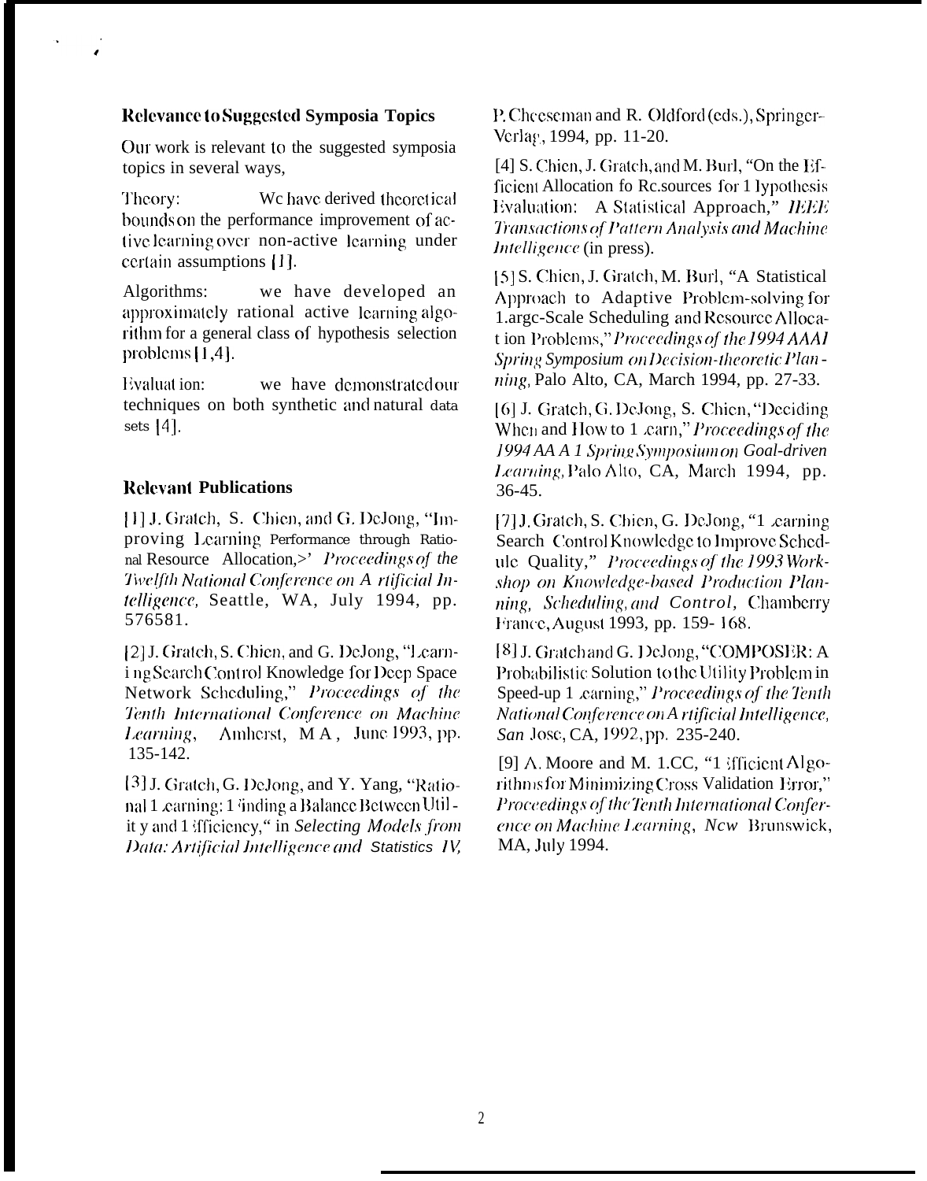### Relevance to Suggested Symposia Topics

Our work is relevant to the suggested symposia topics in several ways,

Theory: We have derived theoretical bounds on the performance improvement of active learning over non-active learning under certain assumptions [1].

Algorithms: we have developed an approximately rational active learning algorithm for a general class of hypothesis selection problems [1,4].

Evaluation: we have demonstrated our techniques on both synthetic and natural data sets [4].

### Relevant Publications

[1] J. Gratch, S. Chien, and G. DeJong, "Improving Learning Performance through Rational Resource Allocation," *Proceedings of the Twelfth National Conference on Artificial Intelligence,* Seattle, WA, July 1994, pp. 576581.

[2] J. Gratch, S. Chien, and G. DeJong, "Learning Search Control Knowledge for Deep Space Network Scheduling," *Proceedings of the Tenth International Conference on Machine Learning*, Amherst, MA, June 1993, pp. 135-142.

[3] J. Gratch, G. DeJong, and Y. Yang, "Rational Learning: Finding a Balance Between Utility and Efficiency," in *Selecting Models from Data: Artificial Intelligence and Statistics IV,* P. Cheeseman and R. Oldford (eds.), Springer-Verlag, 1994, pp. 11-20.

[4] S. Chien, J. Gratch, and M. Burl, "On the Efficient Allocation fo Resources for Hypothesis Evaluation: A Statistical Approach," *IEEE Transactions of Pattern Analysis and Machine Intelligence* (in press).

[5] S. Chien, J. Gratch, M. Burl, "A Statistical Approach to Adaptive Problem-solving for Large-Scale Scheduling and Resource Allocation Problems," *Proceedings of the 1994 AAAI Spring Symposium on Decision-theoretic Planning,* Palo Alto, CA, March 1994, pp. 27-33.

[6] J. Gratch, G. DeJong, S. Chien, "Deciding When and How to Learn," *Proceedings of the 1994 AAAI Spring Symposium on Goal-driven Learning,* Palo Alto, CA, March 1994, pp. 36-45.

[7] J. Gratch, S. Chien, G. DeJong, "Learning Search Control Knowledge to Improve Schedule Quality," *Proceedings of the 1993 Workshop on Knowledge-based Production Planning, Scheduling, and Control,* Chamberry France, August 1993, pp. 159-168.

[8] J. Gratch and G. DeJong, "COMPOSER: A Probabilistic Solution to the Utility Problem in Speed-up Learning," *Proceedings of the Tenth National Conference on Artificial Intelligence, San* Jose, CA, 1992, pp. 235-240.

[9] A. Moore and M. Lee, "Efficient Algorithms for Minimizing Cross Validation Error," *Proceedings of the Tenth International Conference on Machine Learning*, New Brunswick, MA, July 1994.